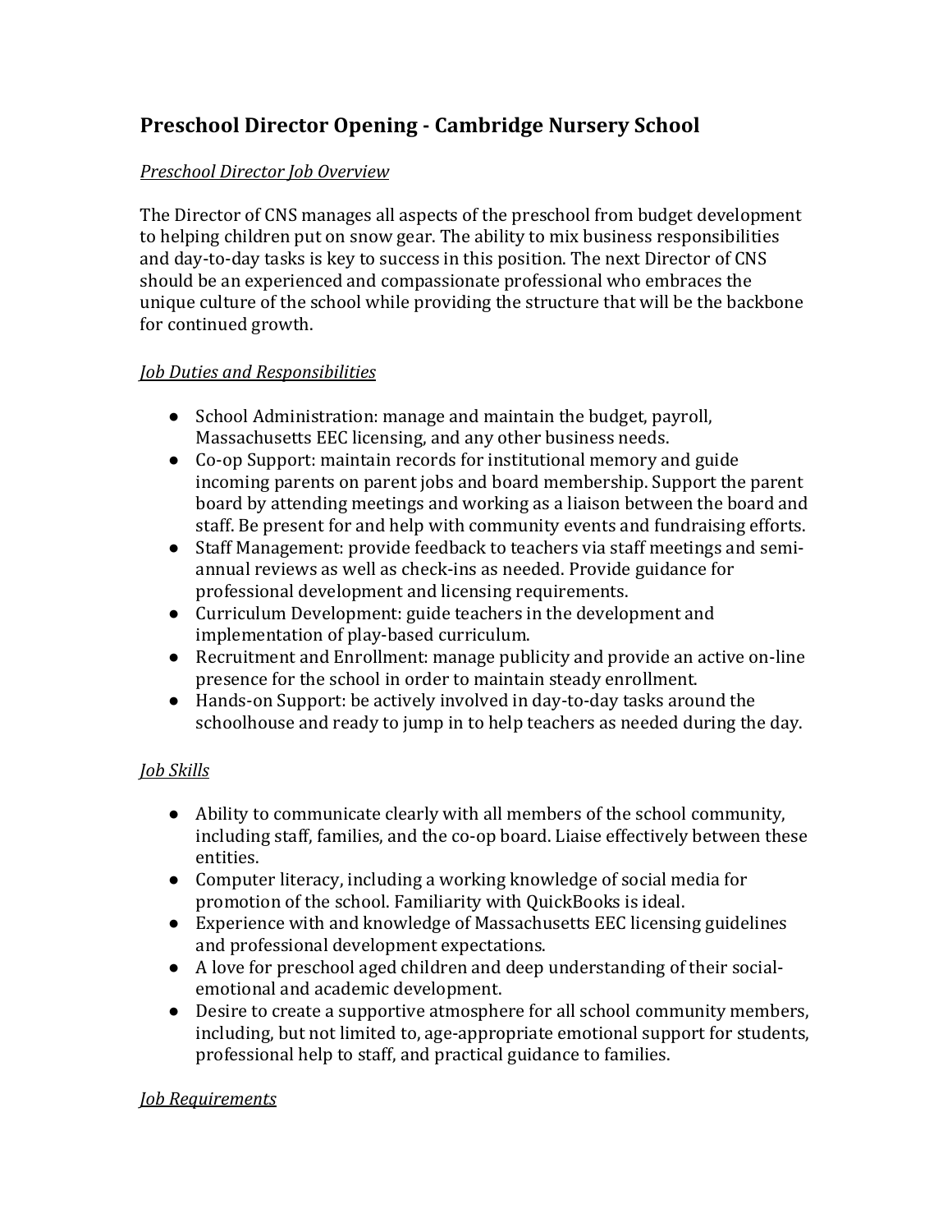# Preschool Director Opening - Cambridge Nursery School

## *Preschool Director Job Overview*

The Director of CNS manages all aspects of the preschool from budget development to helping children put on snow gear. The ability to mix business responsibilities and day-to-day tasks is key to success in this position. The next Director of CNS should be an experienced and compassionate professional who embraces the unique culture of the school while providing the structure that will be the backbone for continued growth.

## *Job Duties and Responsibilities*

- School Administration: manage and maintain the budget, payroll, Massachusetts EEC licensing, and any other business needs.
- Co-op Support: maintain records for institutional memory and guide incoming parents on parent jobs and board membership. Support the parent board by attending meetings and working as a liaison between the board and staff. Be present for and help with community events and fundraising efforts.
- Staff Management: provide feedback to teachers via staff meetings and semi-annual reviews as well as check-ins as needed. Provide guidance for professional development and licensing requirements.
- Curriculum Development: guide teachers in the development and implementation of play-based curriculum.
- Recruitment and Enrollment: manage publicity and provide an active on-line presence for the school in order to maintain steady enrollment.
- Hands-on Support: be actively involved in day-to-day tasks around the schoolhouse and ready to jump in to help teachers as needed during the day.

## *Job Skills*

- Ability to communicate clearly with all members of the school community, including staff, families, and the co-op board. Liaise effectively between these entities.
- Computer literacy, including a working knowledge of social media for promotion of the school. Familiarity with QuickBooks is ideal.
- Experience with and knowledge of Massachusetts EEC licensing guidelines and professional development expectations.
- A love for preschool aged children and deep understanding of their social-emotional and academic development.
- Desire to create a supportive atmosphere for all school community members, including, but not limited to, age-appropriate emotional support for students, professional help to staff, and practical guidance to families.

## *Job Requirements*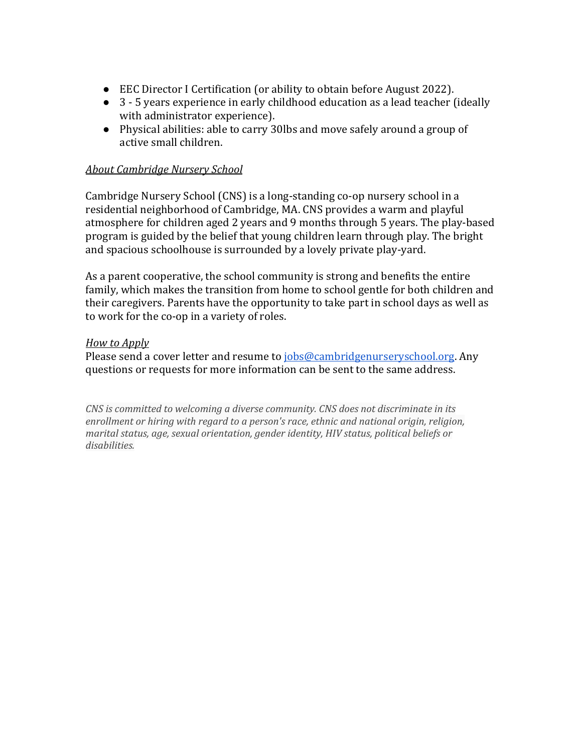- EEC Director I Certification (or ability to obtain before August 2022).
- 3 - 5 years experience in early childhood education as a lead teacher (ideally with administrator experience).
- Physical abilities: able to carry 30lbs and move safely around a group of active small children.

*About Cambridge Nursery School*

Cambridge Nursery School (CNS) is a long-standing co-op nursery school in a residential neighborhood of Cambridge, MA. CNS provides a warm and playful atmosphere for children aged 2 years and 9 months through 5 years. The play-based program is guided by the belief that young children learn through play. The bright and spacious schoolhouse is surrounded by a lovely private play-yard.

As a parent cooperative, the school community is strong and benefits the entire family, which makes the transition from home to school gentle for both children and their caregivers. Parents have the opportunity to take part in school days as well as to work for the co-op in a variety of roles.

*How to Apply*

Please send a cover letter and resume to jobs@cambridgenurseryschool.org. Any questions or requests for more information can be sent to the same address.

*CNS is committed to welcoming a diverse community. CNS does not discriminate in its enrollment or hiring with regard to a person's race, ethnic and national origin, religion, marital status, age, sexual orientation, gender identity, HIV status, political beliefs or disabilities.*